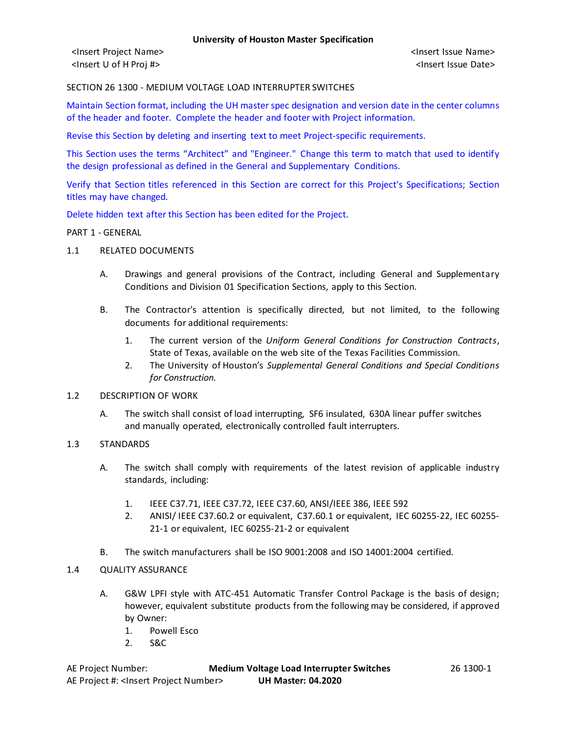University of Houston Master Specification

<Insert Project Name> <Insert Issue Name>
<Insert U of H Proj #> <Insert Issue Date>

SECTION 26 1300 - MEDIUM VOLTAGE LOAD INTERRUPTER SWITCHES

Maintain Section format, including the UH master spec designation and version date in the center columns of the header and footer. Complete the header and footer with Project information.

Revise this Section by deleting and inserting text to meet Project-specific requirements.

This Section uses the terms "Architect" and "Engineer." Change this term to match that used to identify the design professional as defined in the General and Supplementary Conditions.

Verify that Section titles referenced in this Section are correct for this Project's Specifications; Section titles may have changed.

Delete hidden text after this Section has been edited for the Project.

PART 1 - GENERAL

1.1 RELATED DOCUMENTS

A. Drawings and general provisions of the Contract, including General and Supplementary Conditions and Division 01 Specification Sections, apply to this Section.

B. The Contractor's attention is specifically directed, but not limited, to the following documents for additional requirements:

1. The current version of the *Uniform General Conditions for Construction Contracts*, State of Texas, available on the web site of the Texas Facilities Commission.
2. The University of Houston's *Supplemental General Conditions and Special Conditions for Construction.*

1.2 DESCRIPTION OF WORK

A. The switch shall consist of load interrupting, SF6 insulated, 630A linear puffer switches and manually operated, electronically controlled fault interrupters.

1.3 STANDARDS

A. The switch shall comply with requirements of the latest revision of applicable industry standards, including:

1. IEEE C37.71, IEEE C37.72, IEEE C37.60, ANSI/IEEE 386, IEEE 592
2. ANISI/ IEEE C37.60.2 or equivalent, C37.60.1 or equivalent, IEC 60255-22, IEC 60255-21-1 or equivalent, IEC 60255-21-2 or equivalent

B. The switch manufacturers shall be ISO 9001:2008 and ISO 14001:2004 certified.

1.4 QUALITY ASSURANCE

A. G&W LPFI style with ATC-451 Automatic Transfer Control Package is the basis of design; however, equivalent substitute products from the following may be considered, if approved by Owner:
1. Powell Esco
2. S&C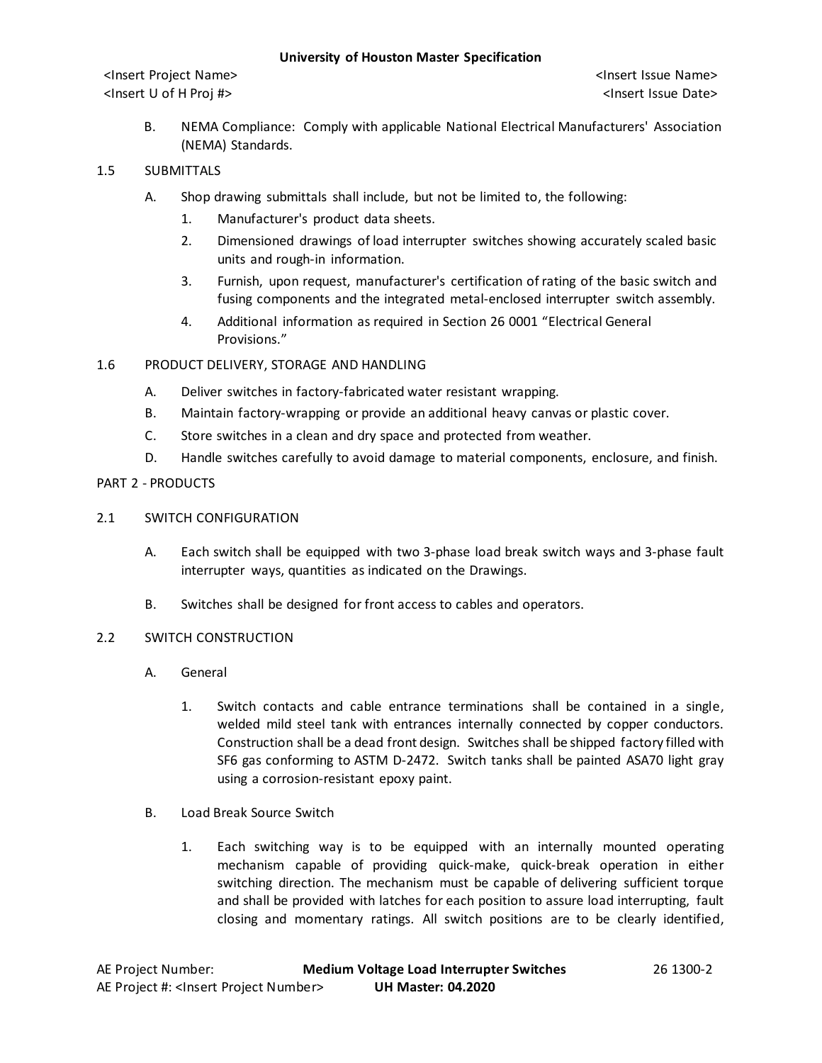B. NEMA Compliance: Comply with applicable National Electrical Manufacturers' Association (NEMA) Standards.

## 1.5 SUBMITTALS

A. Shop drawing submittals shall include, but not be limited to, the following:

1. Manufacturer's product data sheets.
2. Dimensioned drawings of load interrupter switches showing accurately scaled basic units and rough-in information.
3. Furnish, upon request, manufacturer's certification of rating of the basic switch and fusing components and the integrated metal-enclosed interrupter switch assembly.
4. Additional information as required in Section 26 0001 "Electrical General Provisions."

## 1.6 PRODUCT DELIVERY, STORAGE AND HANDLING

A. Deliver switches in factory-fabricated water resistant wrapping.

B. Maintain factory-wrapping or provide an additional heavy canvas or plastic cover.

C. Store switches in a clean and dry space and protected from weather.

D. Handle switches carefully to avoid damage to material components, enclosure, and finish.

# PART 2 - PRODUCTS

## 2.1 SWITCH CONFIGURATION

A. Each switch shall be equipped with two 3-phase load break switch ways and 3-phase fault interrupter ways, quantities as indicated on the Drawings.

B. Switches shall be designed for front access to cables and operators.

## 2.2 SWITCH CONSTRUCTION

A. General

1. Switch contacts and cable entrance terminations shall be contained in a single, welded mild steel tank with entrances internally connected by copper conductors. Construction shall be a dead front design. Switches shall be shipped factory filled with $SF_6$ gas conforming to ASTM D-2472. Switch tanks shall be painted ASA70 light gray using a corrosion-resistant epoxy paint.

B. Load Break Source Switch

1. Each switching way is to be equipped with an internally mounted operating mechanism capable of providing quick-make, quick-break operation in either switching direction. The mechanism must be capable of delivering sufficient torque and shall be provided with latches for each position to assure load interrupting, fault closing and momentary ratings. All switch positions are to be clearly identified,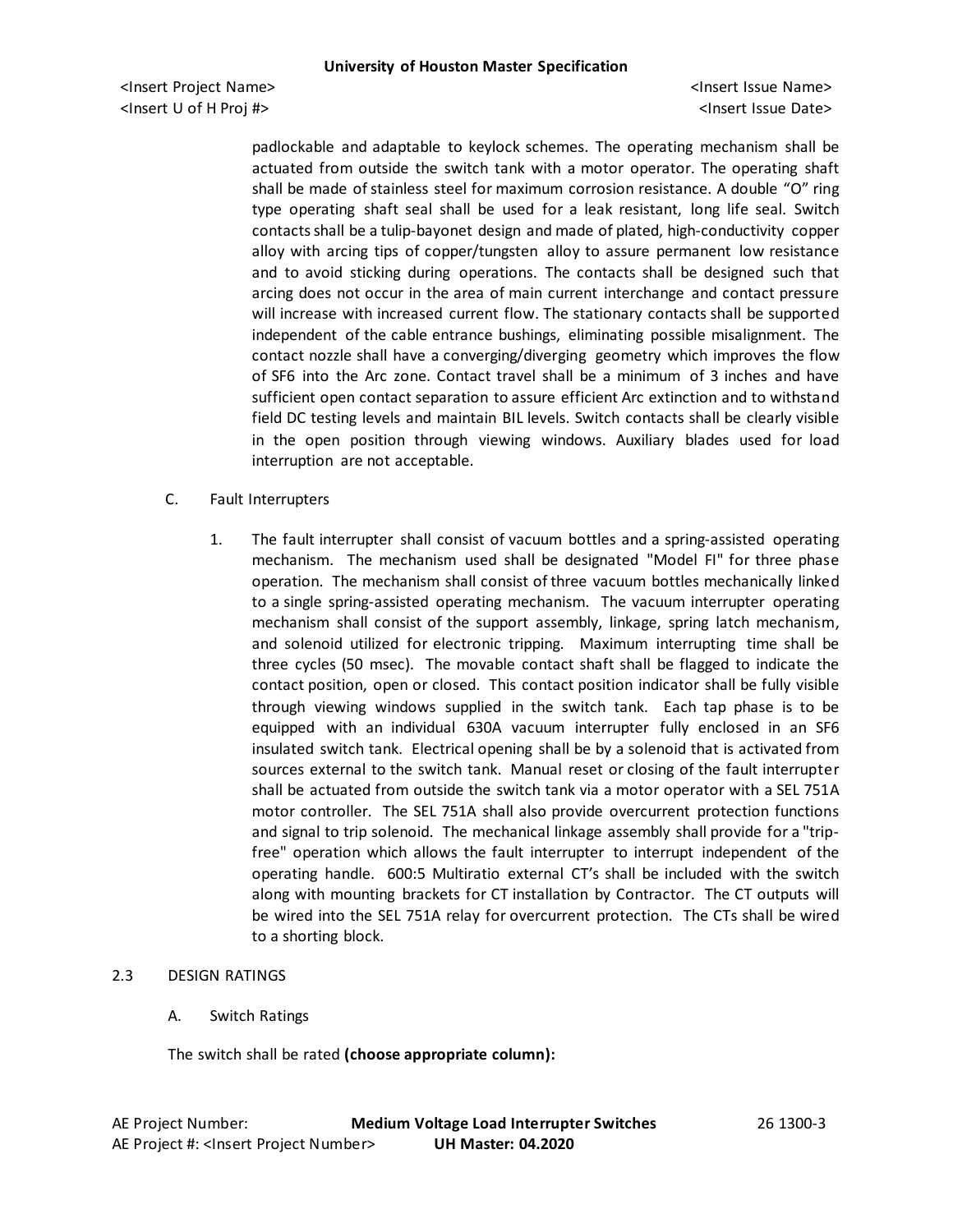padlockable and adaptable to keylock schemes. The operating mechanism shall be actuated from outside the switch tank with a motor operator. The operating shaft shall be made of stainless steel for maximum corrosion resistance. A double "O" ring type operating shaft seal shall be used for a leak resistant, long life seal. Switch contacts shall be a tulip-bayonet design and made of plated, high-conductivity copper alloy with arcing tips of copper/tungsten alloy to assure permanent low resistance and to avoid sticking during operations. The contacts shall be designed such that arcing does not occur in the area of main current interchange and contact pressure will increase with increased current flow. The stationary contacts shall be supported independent of the cable entrance bushings, eliminating possible misalignment. The contact nozzle shall have a converging/diverging geometry which improves the flow of SF6 into the Arc zone. Contact travel shall be a minimum of 3 inches and have sufficient open contact separation to assure efficient Arc extinction and to withstand field DC testing levels and maintain BIL levels. Switch contacts shall be clearly visible in the open position through viewing windows. Auxiliary blades used for load interruption are not acceptable.

C. Fault Interrupters

1. The fault interrupter shall consist of vacuum bottles and a spring-assisted operating mechanism. The mechanism used shall be designated "Model FI" for three phase operation. The mechanism shall consist of three vacuum bottles mechanically linked to a single spring-assisted operating mechanism. The vacuum interrupter operating mechanism shall consist of the support assembly, linkage, spring latch mechanism, and solenoid utilized for electronic tripping. Maximum interrupting time shall be three cycles (50 msec). The movable contact shaft shall be flagged to indicate the contact position, open or closed. This contact position indicator shall be fully visible through viewing windows supplied in the switch tank. Each tap phase is to be equipped with an individual 630A vacuum interrupter fully enclosed in an SF6 insulated switch tank. Electrical opening shall be by a solenoid that is activated from sources external to the switch tank. Manual reset or closing of the fault interrupter shall be actuated from outside the switch tank via a motor operator with a SEL 751A motor controller. The SEL 751A shall also provide overcurrent protection functions and signal to trip solenoid. The mechanical linkage assembly shall provide for a "trip-free" operation which allows the fault interrupter to interrupt independent of the operating handle. 600:5 Multiratio external CT's shall be included with the switch along with mounting brackets for CT installation by Contractor. The CT outputs will be wired into the SEL 751A relay for overcurrent protection. The CTs shall be wired to a shorting block.

## 2.3 DESIGN RATINGS

A. Switch Ratings

The switch shall be rated **(choose appropriate column):**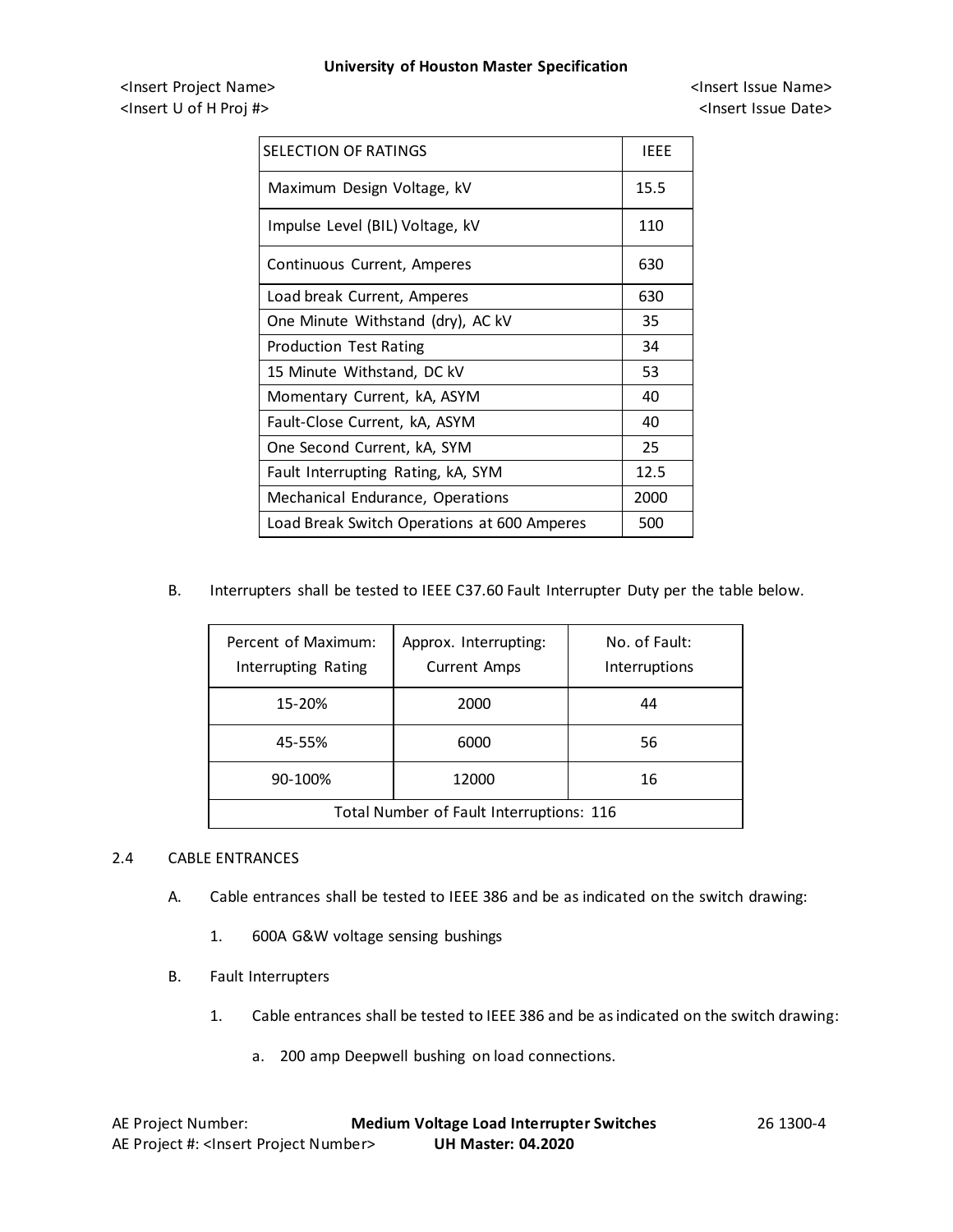| SELECTION OF RATINGS | IEEE |
|---|---|
| Maximum Design Voltage, kV | 15.5 |
| Impulse Level (BIL) Voltage, kV | 110 |
| Continuous Current, Amperes | 630 |
| Load break Current, Amperes | 630 |
| One Minute Withstand (dry), AC kV | 35 |
| Production Test Rating | 34 |
| 15 Minute Withstand, DC kV | 53 |
| Momentary Current, kA, ASYM | 40 |
| Fault-Close Current, kA, ASYM | 40 |
| One Second Current, kA, SYM | 25 |
| Fault Interrupting Rating, kA, SYM | 12.5 |
| Mechanical Endurance, Operations | 2000 |
| Load Break Switch Operations at 600 Amperes | 500 |

B. Interrupters shall be tested to IEEE C37.60 Fault Interrupter Duty per the table below.

| Percent of Maximum: Interrupting Rating | Approx. Interrupting: Current Amps | No. of Fault: Interruptions |
|---|---|---|
| 15-20% | 2000 | 44 |
| 45-55% | 6000 | 56 |
| 90-100% | 12000 | 16 |
| Total Number of Fault Interruptions: 116 | | |

## 2.4 CABLE ENTRANCES

A. Cable entrances shall be tested to IEEE 386 and be as indicated on the switch drawing:

1. 600A G&W voltage sensing bushings

B. Fault Interrupters

1. Cable entrances shall be tested to IEEE 386 and be as indicated on the switch drawing:

a. 200 amp Deepwell bushing on load connections.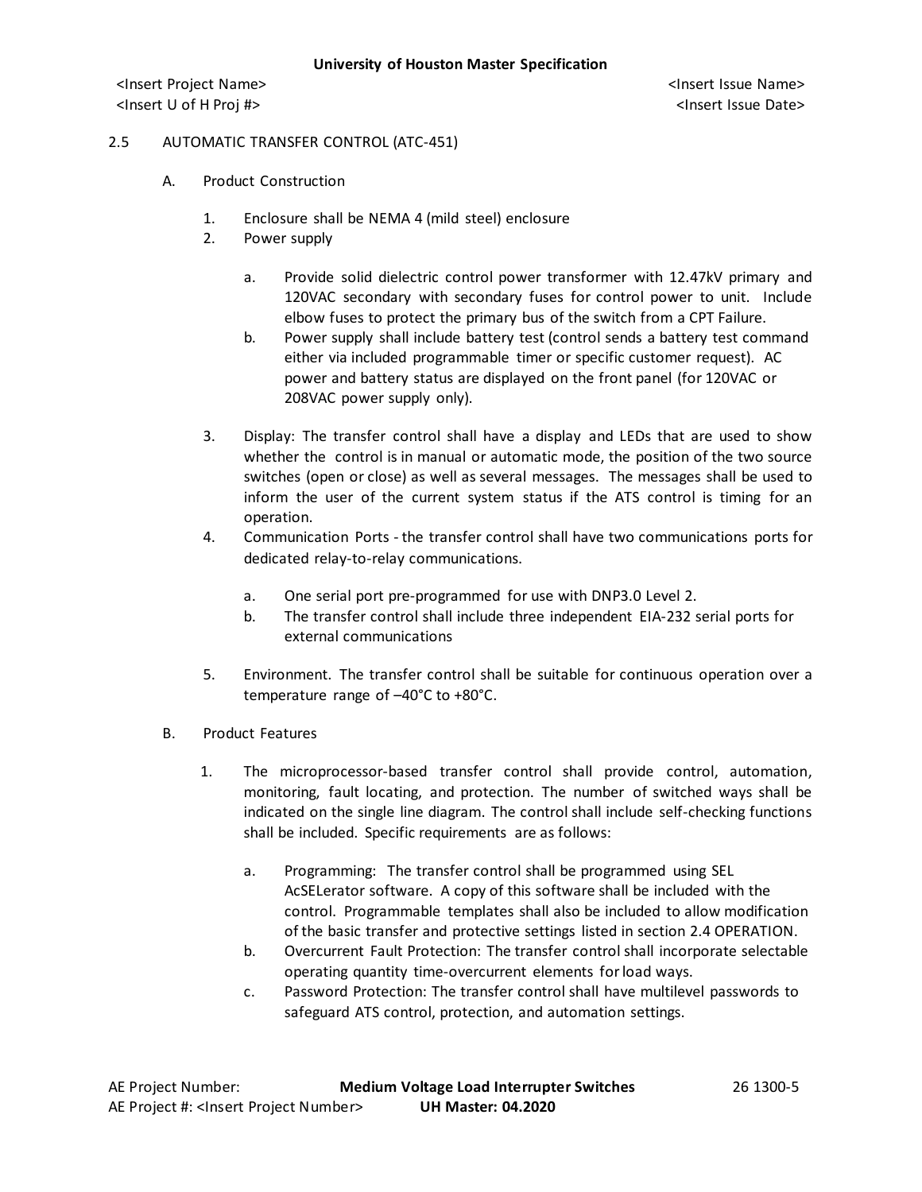### 2.5 AUTOMATIC TRANSFER CONTROL (ATC-451)

A. Product Construction

1. Enclosure shall be NEMA 4 (mild steel) enclosure
2. Power supply
    a. Provide solid dielectric control power transformer with 12.47kV primary and 120VAC secondary with secondary fuses for control power to unit. Include elbow fuses to protect the primary bus of the switch from a CPT Failure.
    b. Power supply shall include battery test (control sends a battery test command either via included programmable timer or specific customer request). AC power and battery status are displayed on the front panel (for 120VAC or 208VAC power supply only).
3. Display: The transfer control shall have a display and LEDs that are used to show whether the control is in manual or automatic mode, the position of the two source switches (open or close) as well as several messages. The messages shall be used to inform the user of the current system status if the ATS control is timing for an operation.
4. Communication Ports - the transfer control shall have two communications ports for dedicated relay-to-relay communications.
    a. One serial port pre-programmed for use with DNP3.0 Level 2.
    b. The transfer control shall include three independent EIA-232 serial ports for external communications
5. Environment. The transfer control shall be suitable for continuous operation over a temperature range of –40°C to +80°C.

B. Product Features

1. The microprocessor-based transfer control shall provide control, automation, monitoring, fault locating, and protection. The number of switched ways shall be indicated on the single line diagram. The control shall include self-checking functions shall be included. Specific requirements are as follows:
    a. Programming: The transfer control shall be programmed using SEL AcSELerator software. A copy of this software shall be included with the control. Programmable templates shall also be included to allow modification of the basic transfer and protective settings listed in section 2.4 OPERATION.
    b. Overcurrent Fault Protection: The transfer control shall incorporate selectable operating quantity time-overcurrent elements for load ways.
    c. Password Protection: The transfer control shall have multilevel passwords to safeguard ATS control, protection, and automation settings.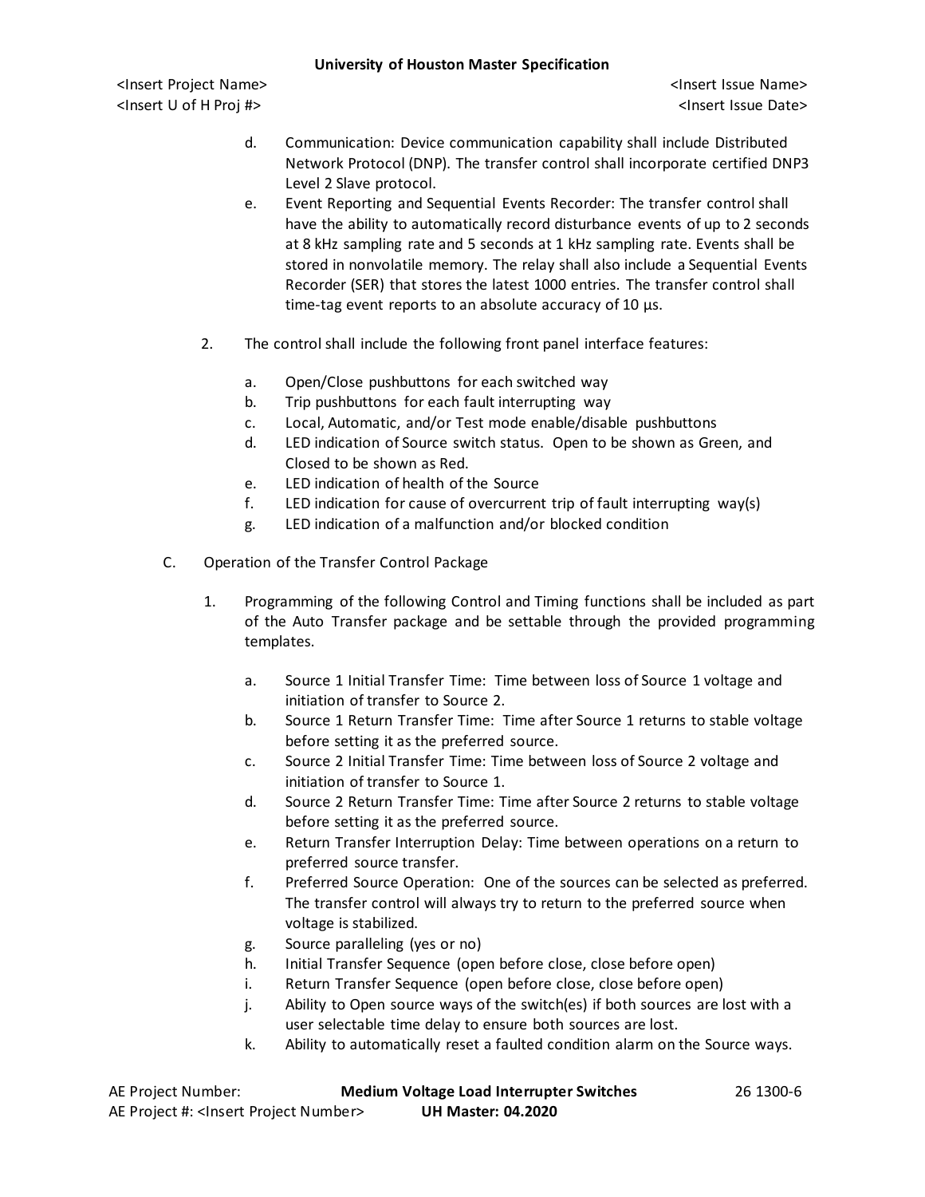d. Communication: Device communication capability shall include Distributed Network Protocol (DNP). The transfer control shall incorporate certified DNP3 Level 2 Slave protocol.

e. Event Reporting and Sequential Events Recorder: The transfer control shall have the ability to automatically record disturbance events of up to 2 seconds at 8 kHz sampling rate and 5 seconds at 1 kHz sampling rate. Events shall be stored in nonvolatile memory. The relay shall also include a Sequential Events Recorder (SER) that stores the latest 1000 entries. The transfer control shall time-tag event reports to an absolute accuracy of 10 µs.

2. The control shall include the following front panel interface features:

   a. Open/Close pushbuttons for each switched way
   b. Trip pushbuttons for each fault interrupting way
   c. Local, Automatic, and/or Test mode enable/disable pushbuttons
   d. LED indication of Source switch status. Open to be shown as Green, and Closed to be shown as Red.
   e. LED indication of health of the Source
   f. LED indication for cause of overcurrent trip of fault interrupting way(s)
   g. LED indication of a malfunction and/or blocked condition

C. Operation of the Transfer Control Package

1. Programming of the following Control and Timing functions shall be included as part of the Auto Transfer package and be settable through the provided programming templates.

   a. Source 1 Initial Transfer Time: Time between loss of Source 1 voltage and initiation of transfer to Source 2.
   b. Source 1 Return Transfer Time: Time after Source 1 returns to stable voltage before setting it as the preferred source.
   c. Source 2 Initial Transfer Time: Time between loss of Source 2 voltage and initiation of transfer to Source 1.
   d. Source 2 Return Transfer Time: Time after Source 2 returns to stable voltage before setting it as the preferred source.
   e. Return Transfer Interruption Delay: Time between operations on a return to preferred source transfer.
   f. Preferred Source Operation: One of the sources can be selected as preferred. The transfer control will always try to return to the preferred source when voltage is stabilized.
   g. Source paralleling (yes or no)
   h. Initial Transfer Sequence (open before close, close before open)
   i. Return Transfer Sequence (open before close, close before open)
   j. Ability to Open source ways of the switch(es) if both sources are lost with a user selectable time delay to ensure both sources are lost.
   k. Ability to automatically reset a faulted condition alarm on the Source ways.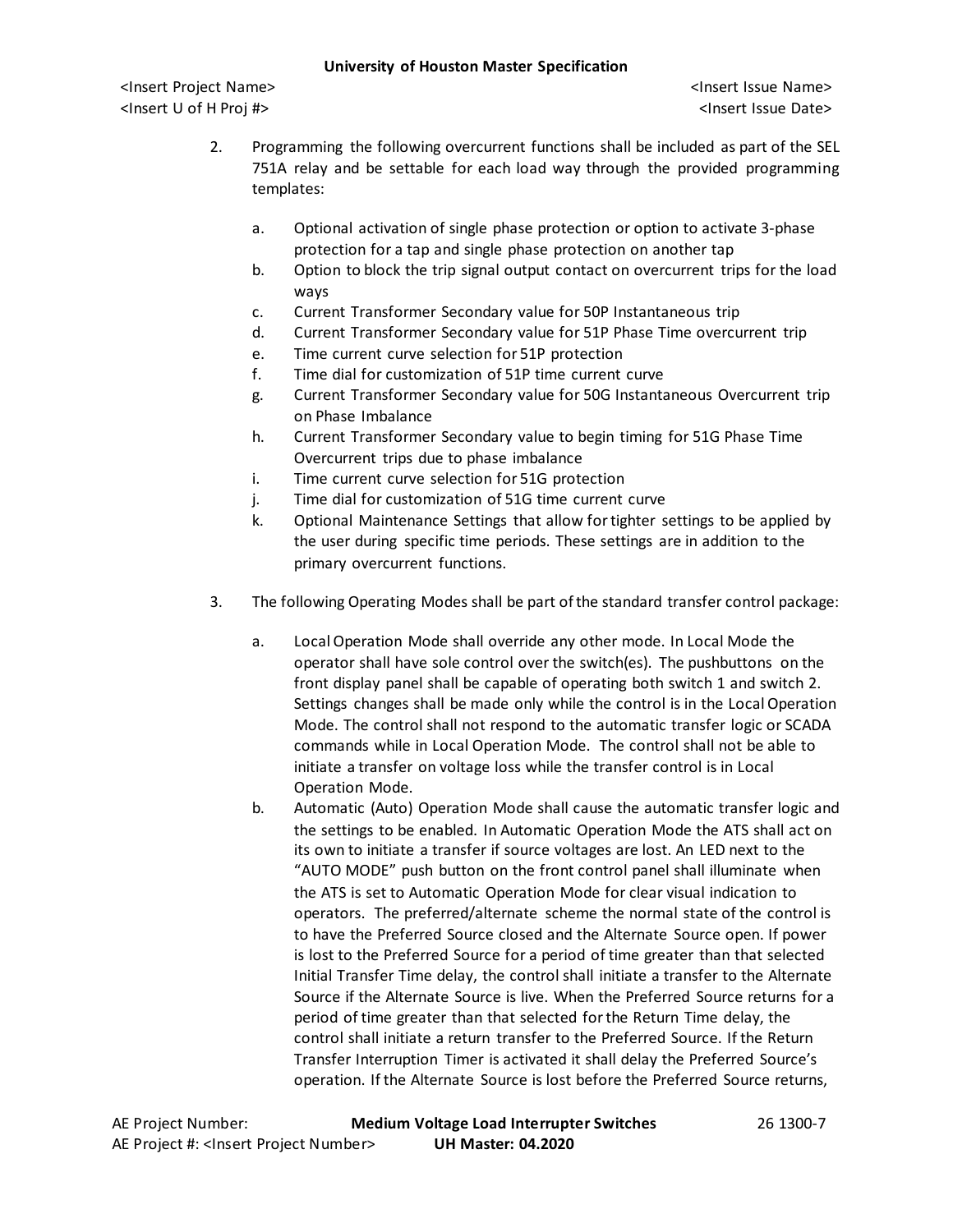2. Programming the following overcurrent functions shall be included as part of the SEL 751A relay and be settable for each load way through the provided programming templates:

   a. Optional activation of single phase protection or option to activate 3-phase protection for a tap and single phase protection on another tap
   b. Option to block the trip signal output contact on overcurrent trips for the load ways
   c. Current Transformer Secondary value for 50P Instantaneous trip
   d. Current Transformer Secondary value for 51P Phase Time overcurrent trip
   e. Time current curve selection for 51P protection
   f. Time dial for customization of 51P time current curve
   g. Current Transformer Secondary value for 50G Instantaneous Overcurrent trip on Phase Imbalance
   h. Current Transformer Secondary value to begin timing for 51G Phase Time Overcurrent trips due to phase imbalance
   i. Time current curve selection for 51G protection
   j. Time dial for customization of 51G time current curve
   k. Optional Maintenance Settings that allow for tighter settings to be applied by the user during specific time periods. These settings are in addition to the primary overcurrent functions.

3. The following Operating Modes shall be part of the standard transfer control package:

   a. Local Operation Mode shall override any other mode. In Local Mode the operator shall have sole control over the switch(es). The pushbuttons on the front display panel shall be capable of operating both switch 1 and switch 2. Settings changes shall be made only while the control is in the Local Operation Mode. The control shall not respond to the automatic transfer logic or SCADA commands while in Local Operation Mode. The control shall not be able to initiate a transfer on voltage loss while the transfer control is in Local Operation Mode.
   b. Automatic (Auto) Operation Mode shall cause the automatic transfer logic and the settings to be enabled. In Automatic Operation Mode the ATS shall act on its own to initiate a transfer if source voltages are lost. An LED next to the "AUTO MODE" push button on the front control panel shall illuminate when the ATS is set to Automatic Operation Mode for clear visual indication to operators. The preferred/alternate scheme the normal state of the control is to have the Preferred Source closed and the Alternate Source open. If power is lost to the Preferred Source for a period of time greater than that selected Initial Transfer Time delay, the control shall initiate a transfer to the Alternate Source if the Alternate Source is live. When the Preferred Source returns for a period of time greater than that selected for the Return Time delay, the control shall initiate a return transfer to the Preferred Source. If the Return Transfer Interruption Timer is activated it shall delay the Preferred Source's operation. If the Alternate Source is lost before the Preferred Source returns,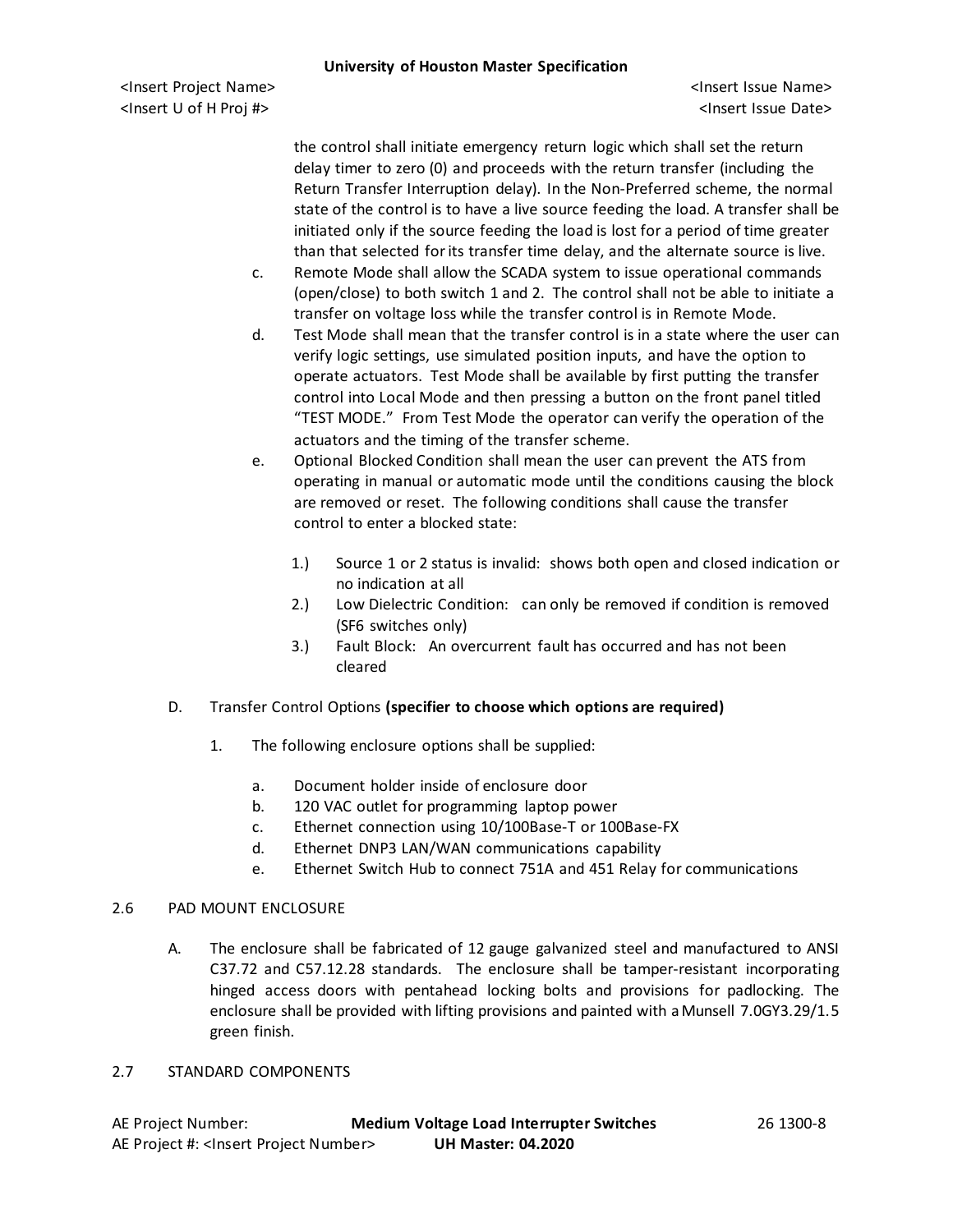the control shall initiate emergency return logic which shall set the return delay timer to zero (0) and proceeds with the return transfer (including the Return Transfer Interruption delay). In the Non-Preferred scheme, the normal state of the control is to have a live source feeding the load. A transfer shall be initiated only if the source feeding the load is lost for a period of time greater than that selected for its transfer time delay, and the alternate source is live.

c. Remote Mode shall allow the SCADA system to issue operational commands (open/close) to both switch 1 and 2. The control shall not be able to initiate a transfer on voltage loss while the transfer control is in Remote Mode.

d. Test Mode shall mean that the transfer control is in a state where the user can verify logic settings, use simulated position inputs, and have the option to operate actuators. Test Mode shall be available by first putting the transfer control into Local Mode and then pressing a button on the front panel titled "TEST MODE." From Test Mode the operator can verify the operation of the actuators and the timing of the transfer scheme.

e. Optional Blocked Condition shall mean the user can prevent the ATS from operating in manual or automatic mode until the conditions causing the block are removed or reset. The following conditions shall cause the transfer control to enter a blocked state:

   1.) Source 1 or 2 status is invalid: shows both open and closed indication or no indication at all
   2.) Low Dielectric Condition: can only be removed if condition is removed (SF6 switches only)
   3.) Fault Block: An overcurrent fault has occurred and has not been cleared

D. Transfer Control Options **(specifier to choose which options are required)**

   1. The following enclosure options shall be supplied:

      a. Document holder inside of enclosure door
      b. 120 VAC outlet for programming laptop power
      c. Ethernet connection using 10/100Base-T or 100Base-FX
      d. Ethernet DNP3 LAN/WAN communications capability
      e. Ethernet Switch Hub to connect 751A and 451 Relay for communications

## 2.6 PAD MOUNT ENCLOSURE

A. The enclosure shall be fabricated of 12 gauge galvanized steel and manufactured to ANSI C37.72 and C57.12.28 standards. The enclosure shall be tamper-resistant incorporating hinged access doors with pentahead locking bolts and provisions for padlocking. The enclosure shall be provided with lifting provisions and painted with a Munsell 7.0GY3.29/1.5 green finish.

## 2.7 STANDARD COMPONENTS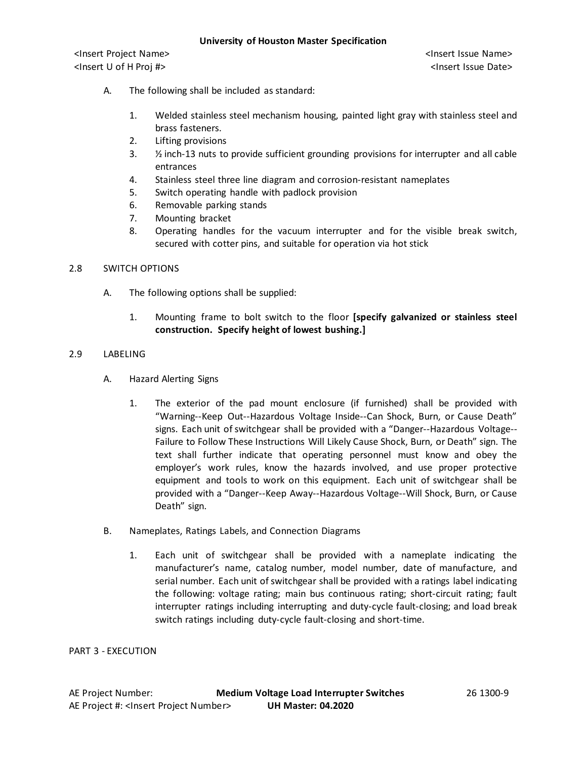A. The following shall be included as standard:

1. Welded stainless steel mechanism housing, painted light gray with stainless steel and brass fasteners.
2. Lifting provisions
3. ½ inch-13 nuts to provide sufficient grounding provisions for interrupter and all cable entrances
4. Stainless steel three line diagram and corrosion-resistant nameplates
5. Switch operating handle with padlock provision
6. Removable parking stands
7. Mounting bracket
8. Operating handles for the vacuum interrupter and for the visible break switch, secured with cotter pins, and suitable for operation via hot stick

## 2.8 SWITCH OPTIONS

A. The following options shall be supplied:

1. Mounting frame to bolt switch to the floor **[specify galvanized or stainless steel construction. Specify height of lowest bushing.]**

## 2.9 LABELING

A. Hazard Alerting Signs

1. The exterior of the pad mount enclosure (if furnished) shall be provided with “Warning--Keep Out--Hazardous Voltage Inside--Can Shock, Burn, or Cause Death” signs. Each unit of switchgear shall be provided with a “Danger--Hazardous Voltage--Failure to Follow These Instructions Will Likely Cause Shock, Burn, or Death” sign. The text shall further indicate that operating personnel must know and obey the employer’s work rules, know the hazards involved, and use proper protective equipment and tools to work on this equipment. Each unit of switchgear shall be provided with a “Danger--Keep Away--Hazardous Voltage--Will Shock, Burn, or Cause Death” sign.

B. Nameplates, Ratings Labels, and Connection Diagrams

1. Each unit of switchgear shall be provided with a nameplate indicating the manufacturer’s name, catalog number, model number, date of manufacture, and serial number. Each unit of switchgear shall be provided with a ratings label indicating the following: voltage rating; main bus continuous rating; short-circuit rating; fault interrupter ratings including interrupting and duty-cycle fault-closing; and load break switch ratings including duty-cycle fault-closing and short-time.

# PART 3 - EXECUTION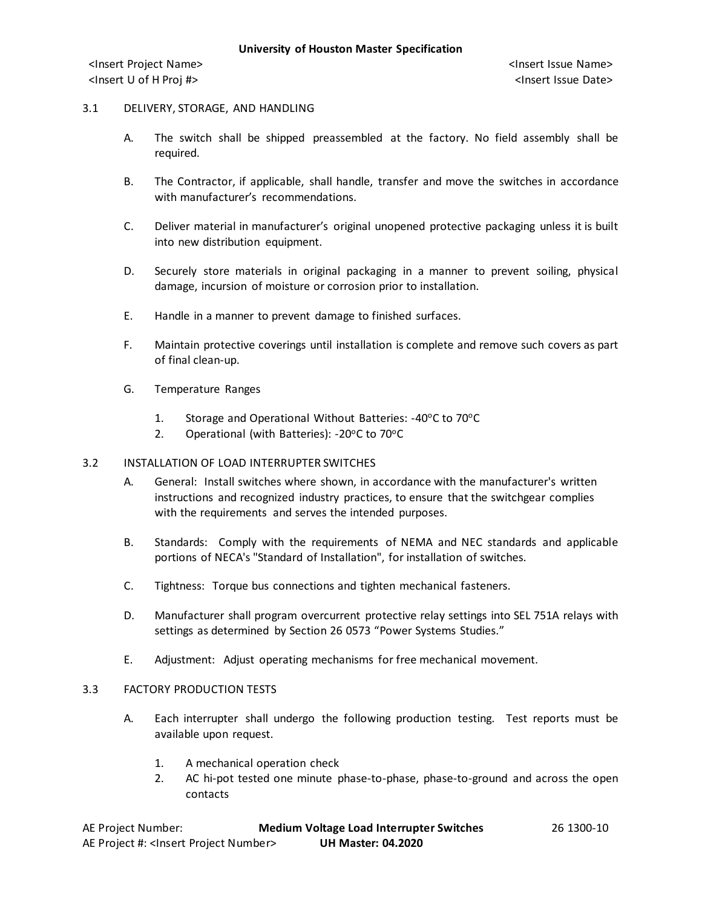## 3.1 DELIVERY, STORAGE, AND HANDLING

A. The switch shall be shipped preassembled at the factory. No field assembly shall be required.

B. The Contractor, if applicable, shall handle, transfer and move the switches in accordance with manufacturer's recommendations.

C. Deliver material in manufacturer's original unopened protective packaging unless it is built into new distribution equipment.

D. Securely store materials in original packaging in a manner to prevent soiling, physical damage, incursion of moisture or corrosion prior to installation.

E. Handle in a manner to prevent damage to finished surfaces.

F. Maintain protective coverings until installation is complete and remove such covers as part of final clean-up.

G. Temperature Ranges

1. Storage and Operational Without Batteries: -40°C to 70°C
2. Operational (with Batteries): -20°C to 70°C

## 3.2 INSTALLATION OF LOAD INTERRUPTER SWITCHES

A. General: Install switches where shown, in accordance with the manufacturer's written instructions and recognized industry practices, to ensure that the switchgear complies with the requirements and serves the intended purposes.

B. Standards: Comply with the requirements of NEMA and NEC standards and applicable portions of NECA's "Standard of Installation", for installation of switches.

C. Tightness: Torque bus connections and tighten mechanical fasteners.

D. Manufacturer shall program overcurrent protective relay settings into SEL 751A relays with settings as determined by Section 26 0573 "Power Systems Studies."

E. Adjustment: Adjust operating mechanisms for free mechanical movement.

## 3.3 FACTORY PRODUCTION TESTS

A. Each interrupter shall undergo the following production testing. Test reports must be available upon request.

1. A mechanical operation check
2. AC hi-pot tested one minute phase-to-phase, phase-to-ground and across the open contacts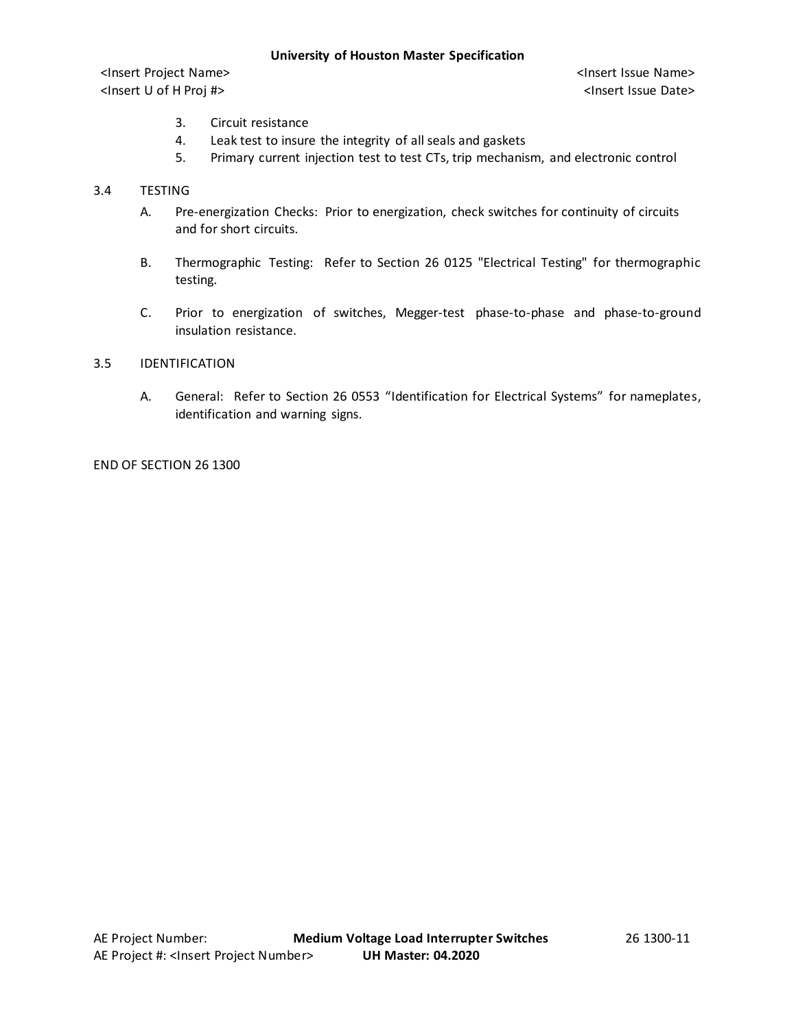3. Circuit resistance
4. Leak test to insure the integrity of all seals and gaskets
5. Primary current injection test to test CTs, trip mechanism, and electronic control

## 3.4 TESTING

A. Pre-energization Checks: Prior to energization, check switches for continuity of circuits and for short circuits.

B. Thermographic Testing: Refer to Section 26 0125 "Electrical Testing" for thermographic testing.

C. Prior to energization of switches, Megger-test phase-to-phase and phase-to-ground insulation resistance.

## 3.5 IDENTIFICATION

A. General: Refer to Section 26 0553 “Identification for Electrical Systems” for nameplates, identification and warning signs.

END OF SECTION 26 1300